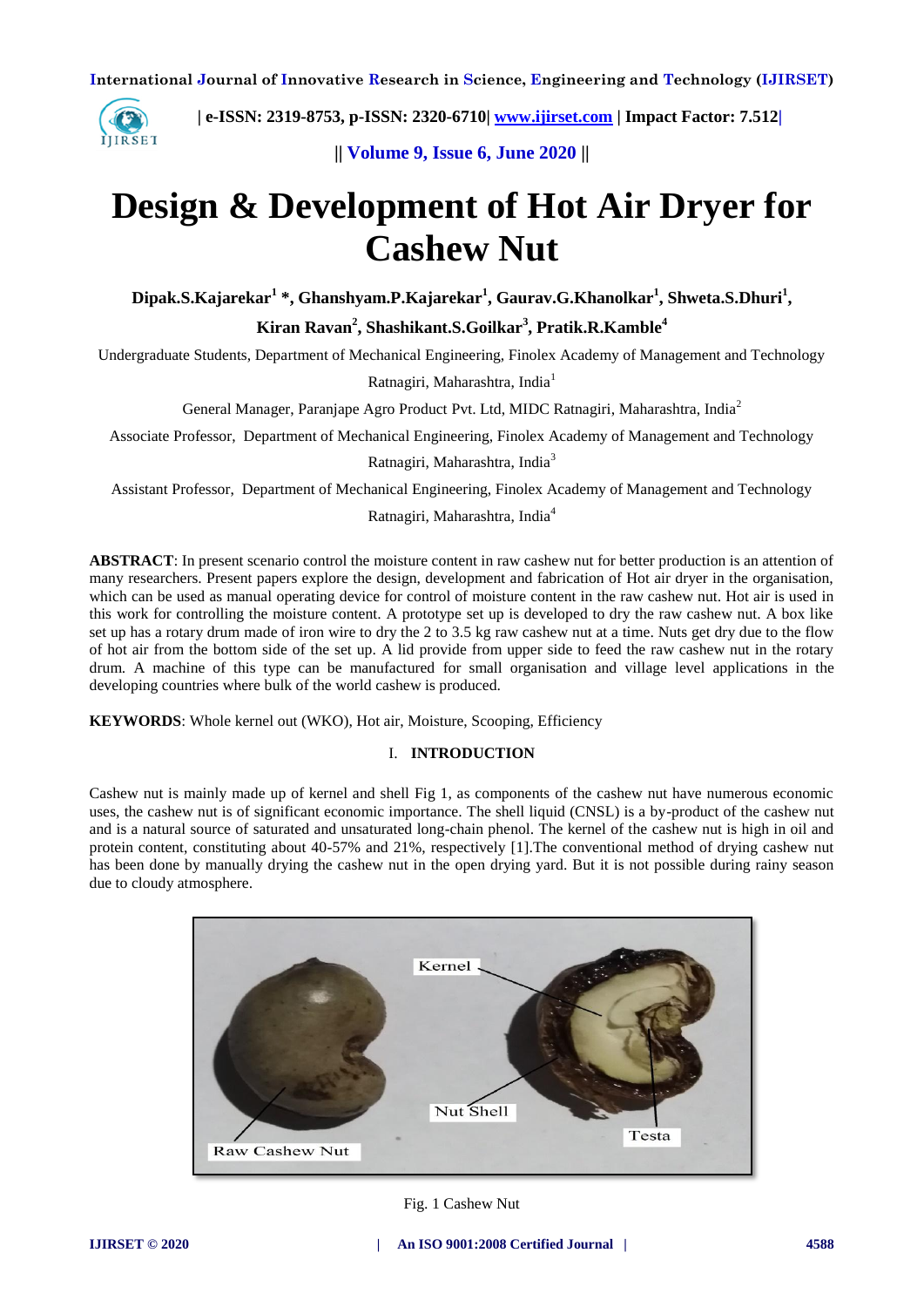# Design & Development of Hot Air Dryer for Cashew Nut

**Dipak.S.Kajarekar[1] \*, Ghanshyam.P.Kajarekar[1], Gaurav.G.Khanolkar[1], Shweta.S.Dhuri[1], Kiran Ravan[2], Shashikant.S.Goilkar[3], Pratik.R.Kamble[4]**

Undergraduate Students, Department of Mechanical Engineering, Finolex Academy of Management and Technology Ratnagiri, Maharashtra, India[1]

General Manager, Paranjape Agro Product Pvt. Ltd, MIDC Ratnagiri, Maharashtra, India[2]

Associate Professor, Department of Mechanical Engineering, Finolex Academy of Management and Technology Ratnagiri, Maharashtra, India[3]

Assistant Professor, Department of Mechanical Engineering, Finolex Academy of Management and Technology Ratnagiri, Maharashtra, India[4]

**ABSTRACT**: In present scenario control the moisture content in raw cashew nut for better production is an attention of many researchers. Present papers explore the design, development and fabrication of Hot air dryer in the organisation, which can be used as manual operating device for control of moisture content in the raw cashew nut. Hot air is used in this work for controlling the moisture content. A prototype set up is developed to dry the raw cashew nut. A box like set up has a rotary drum made of iron wire to dry the 2 to 3.5 kg raw cashew nut at a time. Nuts get dry due to the flow of hot air from the bottom side of the set up. A lid provide from upper side to feed the raw cashew nut in the rotary drum. A machine of this type can be manufactured for small organisation and village level applications in the developing countries where bulk of the world cashew is produced.

**KEYWORDS**: Whole kernel out (WKO), Hot air, Moisture, Scooping, Efficiency

## I. INTRODUCTION

Cashew nut is mainly made up of kernel and shell Fig 1, as components of the cashew nut have numerous economic uses, the cashew nut is of significant economic importance. The shell liquid (CNSL) is a by-product of the cashew nut and is a natural source of saturated and unsaturated long-chain phenol. The kernel of the cashew nut is high in oil and protein content, constituting about 40-57% and 21%, respectively [1].The conventional method of drying cashew nut has been done by manually drying the cashew nut in the open drying yard. But it is not possible during rainy season due to cloudy atmosphere.

Fig. 1 Cashew Nut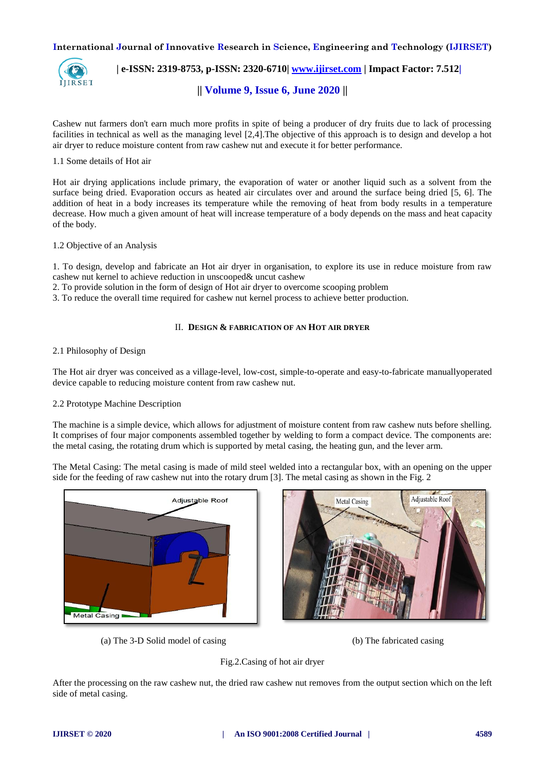Cashew nut farmers don't earn much more profits in spite of being a producer of dry fruits due to lack of processing facilities in technical as well as the managing level [2,4].The objective of this approach is to design and develop a hot air dryer to reduce moisture content from raw cashew nut and execute it for better performance.

1.1 Some details of Hot air

Hot air drying applications include primary, the evaporation of water or another liquid such as a solvent from the surface being dried. Evaporation occurs as heated air circulates over and around the surface being dried [5, 6]. The addition of heat in a body increases its temperature while the removing of heat from body results in a temperature decrease. How much a given amount of heat will increase temperature of a body depends on the mass and heat capacity of the body.

1.2 Objective of an Analysis

1. To design, develop and fabricate an Hot air dryer in organisation, to explore its use in reduce moisture from raw cashew nut kernel to achieve reduction in unscooped& uncut cashew
2. To provide solution in the form of design of Hot air dryer to overcome scooping problem
3. To reduce the overall time required for cashew nut kernel process to achieve better production.

## II. DESIGN & FABRICATION OF AN HOT AIR DRYER

2.1 Philosophy of Design

The Hot air dryer was conceived as a village-level, low-cost, simple-to-operate and easy-to-fabricate manuallyoperated device capable to reducing moisture content from raw cashew nut.

2.2 Prototype Machine Description

The machine is a simple device, which allows for adjustment of moisture content from raw cashew nuts before shelling. It comprises of four major components assembled together by welding to form a compact device. The components are: the metal casing, the rotating drum which is supported by metal casing, the heating gun, and the lever arm.

The Metal Casing: The metal casing is made of mild steel welded into a rectangular box, with an opening on the upper side for the feeding of raw cashew nut into the rotary drum [3]. The metal casing as shown in the Fig. 2

(a) The 3-D Solid model of casing

(b) The fabricated casing

Fig.2.Casing of hot air dryer

After the processing on the raw cashew nut, the dried raw cashew nut removes from the output section which on the left side of metal casing.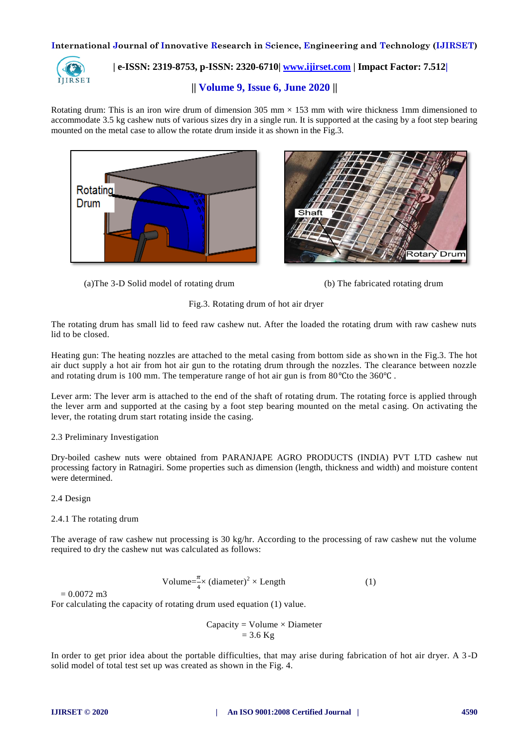Rotating drum: This is an iron wire drum of dimension 305 mm × 153 mm with wire thickness 1mm dimensioned to accommodate 3.5 kg cashew nuts of various sizes dry in a single run. It is supported at the casing by a foot step bearing mounted on the metal case to allow the rotate drum inside it as shown in the Fig.3.

(a)The 3-D Solid model of rotating drum

(b) The fabricated rotating drum

Fig.3. Rotating drum of hot air dryer

The rotating drum has small lid to feed raw cashew nut. After the loaded the rotating drum with raw cashew nuts lid to be closed.

Heating gun: The heating nozzles are attached to the metal casing from bottom side as shown in the Fig.3. The hot air duct supply a hot air from hot air gun to the rotating drum through the nozzles. The clearance between nozzle and rotating drum is 100 mm. The temperature range of hot air gun is from 80℃to the 360℃ .

Lever arm: The lever arm is attached to the end of the shaft of rotating drum. The rotating force is applied through the lever arm and supported at the casing by a foot step bearing mounted on the metal casing. On activating the lever, the rotating drum start rotating inside the casing.

2.3 Preliminary Investigation

Dry-boiled cashew nuts were obtained from PARANJAPE AGRO PRODUCTS (INDIA) PVT LTD cashew nut processing factory in Ratnagiri. Some properties such as dimension (length, thickness and width) and moisture content were determined.

2.4 Design

2.4.1 The rotating drum

The average of raw cashew nut processing is 30 kg/hr. According to the processing of raw cashew nut the volume required to dry the cashew nut was calculated as follows:

$$\text{Volume} = \frac{\pi}{4} \times (\text{diameter})^2 \times \text{Length} \qquad (1)$$

= 0.0072 m3

For calculating the capacity of rotating drum used equation (1) value.

$$\text{Capacity} = \text{Volume} \times \text{Diameter}$$
$$= 3.6 \text{ Kg}$$

In order to get prior idea about the portable difficulties, that may arise during fabrication of hot air dryer. A 3-D solid model of total test set up was created as shown in the Fig. 4.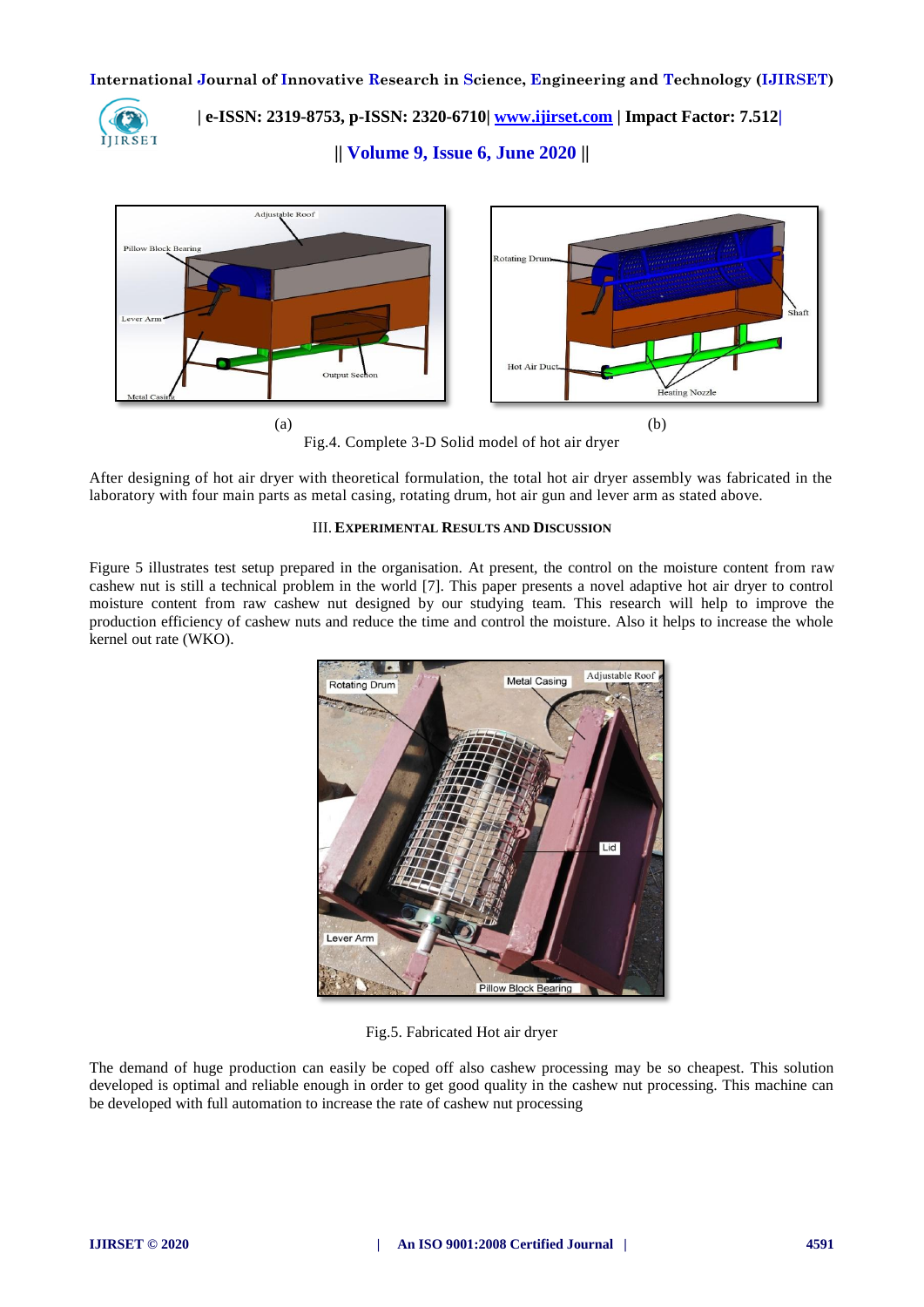(a) (b)

Fig.4. Complete 3-D Solid model of hot air dryer

After designing of hot air dryer with theoretical formulation, the total hot air dryer assembly was fabricated in the laboratory with four main parts as metal casing, rotating drum, hot air gun and lever arm as stated above.

## III. EXPERIMENTAL RESULTS AND DISCUSSION

Figure 5 illustrates test setup prepared in the organisation. At present, the control on the moisture content from raw cashew nut is still a technical problem in the world [7]. This paper presents a novel adaptive hot air dryer to control moisture content from raw cashew nut designed by our studying team. This research will help to improve the production efficiency of cashew nuts and reduce the time and control the moisture. Also it helps to increase the whole kernel out rate (WKO).

Fig.5. Fabricated Hot air dryer

The demand of huge production can easily be coped off also cashew processing may be so cheapest. This solution developed is optimal and reliable enough in order to get good quality in the cashew nut processing. This machine can be developed with full automation to increase the rate of cashew nut processing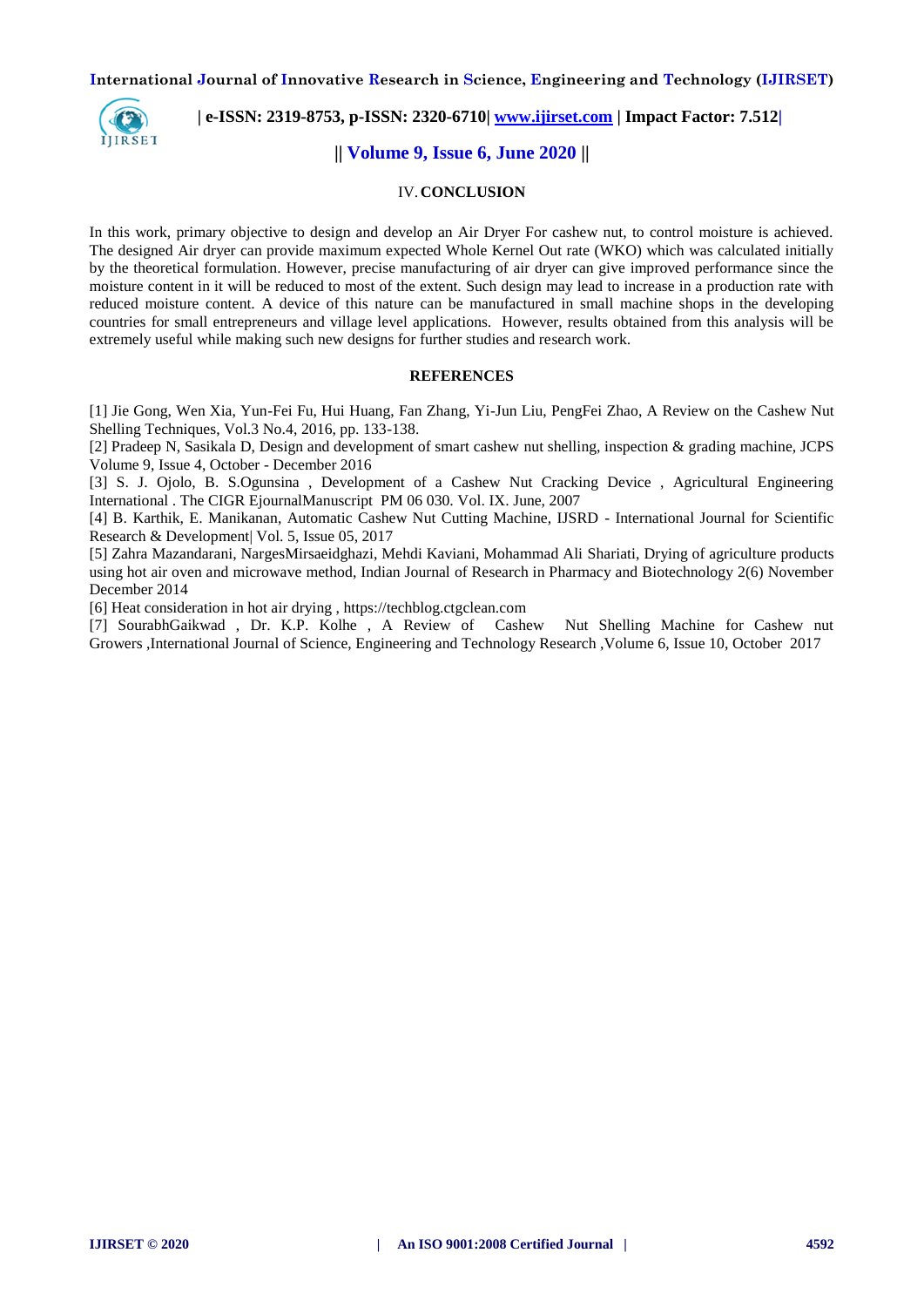## IV. CONCLUSION

In this work, primary objective to design and develop an Air Dryer For cashew nut, to control moisture is achieved. The designed Air dryer can provide maximum expected Whole Kernel Out rate (WKO) which was calculated initially by the theoretical formulation. However, precise manufacturing of air dryer can give improved performance since the moisture content in it will be reduced to most of the extent. Such design may lead to increase in a production rate with reduced moisture content. A device of this nature can be manufactured in small machine shops in the developing countries for small entrepreneurs and village level applications. However, results obtained from this analysis will be extremely useful while making such new designs for further studies and research work.

## REFERENCES

[1] Jie Gong, Wen Xia, Yun-Fei Fu, Hui Huang, Fan Zhang, Yi-Jun Liu, PengFei Zhao, A Review on the Cashew Nut Shelling Techniques, Vol.3 No.4, 2016, pp. 133-138.

[2] Pradeep N, Sasikala D, Design and development of smart cashew nut shelling, inspection & grading machine, JCPS Volume 9, Issue 4, October - December 2016

[3] S. J. Ojolo, B. S.Ogunsina , Development of a Cashew Nut Cracking Device , Agricultural Engineering International . The CIGR EjournalManuscript PM 06 030. Vol. IX. June, 2007

[4] B. Karthik, E. Manikanan, Automatic Cashew Nut Cutting Machine, IJSRD - International Journal for Scientific Research & Development| Vol. 5, Issue 05, 2017

[5] Zahra Mazandarani, NargesMirsaeidghazi, Mehdi Kaviani, Mohammad Ali Shariati, Drying of agriculture products using hot air oven and microwave method, Indian Journal of Research in Pharmacy and Biotechnology 2(6) November December 2014

[6] Heat consideration in hot air drying , https://techblog.ctgclean.com

[7] SourabhGaikwad , Dr. K.P. Kolhe , A Review of Cashew Nut Shelling Machine for Cashew nut Growers ,International Journal of Science, Engineering and Technology Research ,Volume 6, Issue 10, October 2017